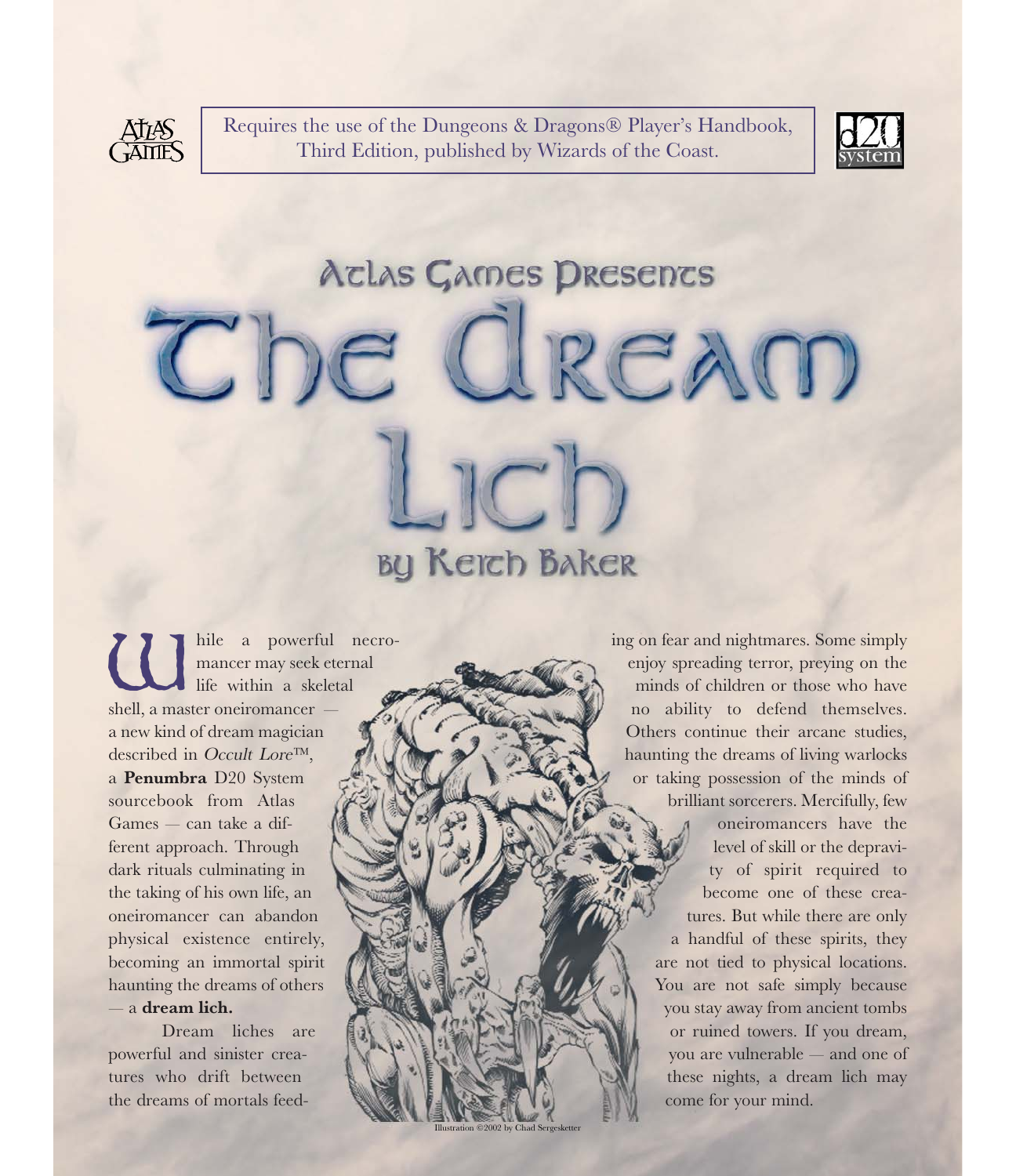Requires the use of the Dungeons & Dragons® Player's Handbook, Third Edition, published by Wizards of the Coast.

Atlas Games Presents

# The Dream Lich

## by Keith Baker

While a powerful necromancer may seek eternal life within a skeletal shell, a master oneiromancer — a new kind of dream magician described in *Occult Lore*™, a **Penumbra** D20 System sourcebook from Atlas Games — can take a different approach. Through dark rituals culminating in the taking of his own life, an oneiromancer can abandon physical existence entirely, becoming an immortal spirit haunting the dreams of others — a **dream lich.**

Dream liches are powerful and sinister creatures who drift between the dreams of mortals feeding on fear and nightmares. Some simply enjoy spreading terror, preying on the minds of children or those who have no ability to defend themselves. Others continue their arcane studies, haunting the dreams of living warlocks or taking possession of the minds of brilliant sorcerers. Mercifully, few oneiromancers have the level of skill or the depravity of spirit required to become one of these creatures. But while there are only a handful of these spirits, they are not tied to physical locations. You are not safe simply because you stay away from ancient tombs or ruined towers. If you dream, you are vulnerable — and one of these nights, a dream lich may come for your mind.

Illustration ©2002 by Chad Sergesketter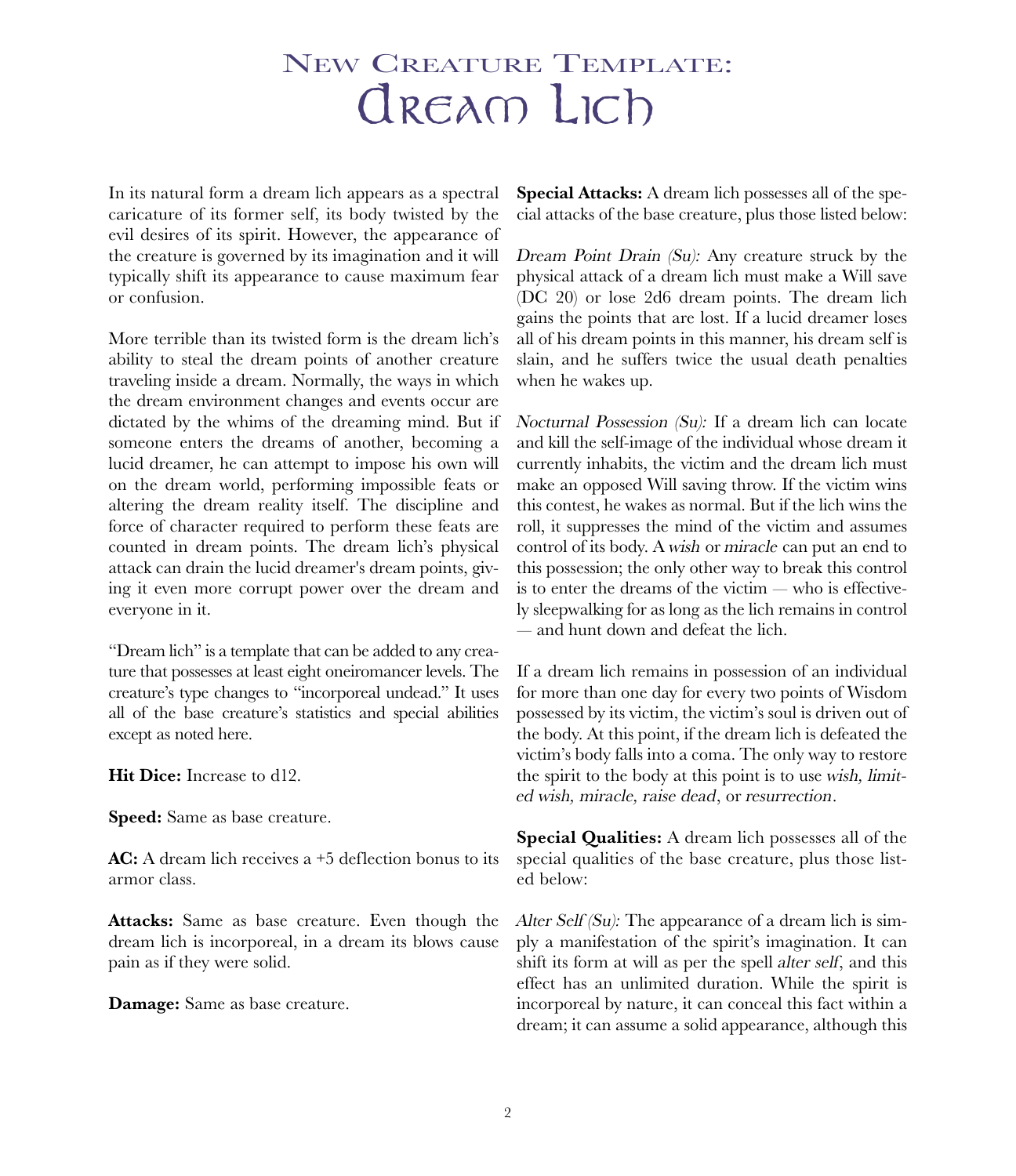# New Creature Template: Dream Lich

In its natural form a dream lich appears as a spectral caricature of its former self, its body twisted by the evil desires of its spirit. However, the appearance of the creature is governed by its imagination and it will typically shift its appearance to cause maximum fear or confusion.

More terrible than its twisted form is the dream lich's ability to steal the dream points of another creature traveling inside a dream. Normally, the ways in which the dream environment changes and events occur are dictated by the whims of the dreaming mind. But if someone enters the dreams of another, becoming a lucid dreamer, he can attempt to impose his own will on the dream world, performing impossible feats or altering the dream reality itself. The discipline and force of character required to perform these feats are counted in dream points. The dream lich's physical attack can drain the lucid dreamer's dream points, giving it even more corrupt power over the dream and everyone in it.

"Dream lich" is a template that can be added to any creature that possesses at least eight oneiromancer levels. The creature's type changes to "incorporeal undead." It uses all of the base creature's statistics and special abilities except as noted here.

**Hit Dice:** Increase to d12.

**Speed:** Same as base creature.

**AC:** A dream lich receives a +5 deflection bonus to its armor class.

**Attacks:** Same as base creature. Even though the dream lich is incorporeal, in a dream its blows cause pain as if they were solid.

**Damage:** Same as base creature.

**Special Attacks:** A dream lich possesses all of the special attacks of the base creature, plus those listed below:

*Dream Point Drain (Su):* Any creature struck by the physical attack of a dream lich must make a Will save (DC 20) or lose 2d6 dream points. The dream lich gains the points that are lost. If a lucid dreamer loses all of his dream points in this manner, his dream self is slain, and he suffers twice the usual death penalties when he wakes up.

*Nocturnal Possession (Su):* If a dream lich can locate and kill the self-image of the individual whose dream it currently inhabits, the victim and the dream lich must make an opposed Will saving throw. If the victim wins this contest, he wakes as normal. But if the lich wins the roll, it suppresses the mind of the victim and assumes control of its body. A *wish* or *miracle* can put an end to this possession; the only other way to break this control is to enter the dreams of the victim — who is effectively sleepwalking for as long as the lich remains in control — and hunt down and defeat the lich.

If a dream lich remains in possession of an individual for more than one day for every two points of Wisdom possessed by its victim, the victim's soul is driven out of the body. At this point, if the dream lich is defeated the victim's body falls into a coma. The only way to restore the spirit to the body at this point is to use *wish, limited wish, miracle, raise dead*, or *resurrection*.

**Special Qualities:** A dream lich possesses all of the special qualities of the base creature, plus those listed below:

*Alter Self (Su):* The appearance of a dream lich is simply a manifestation of the spirit's imagination. It can shift its form at will as per the spell *alter self*, and this effect has an unlimited duration. While the spirit is incorporeal by nature, it can conceal this fact within a dream; it can assume a solid appearance, although this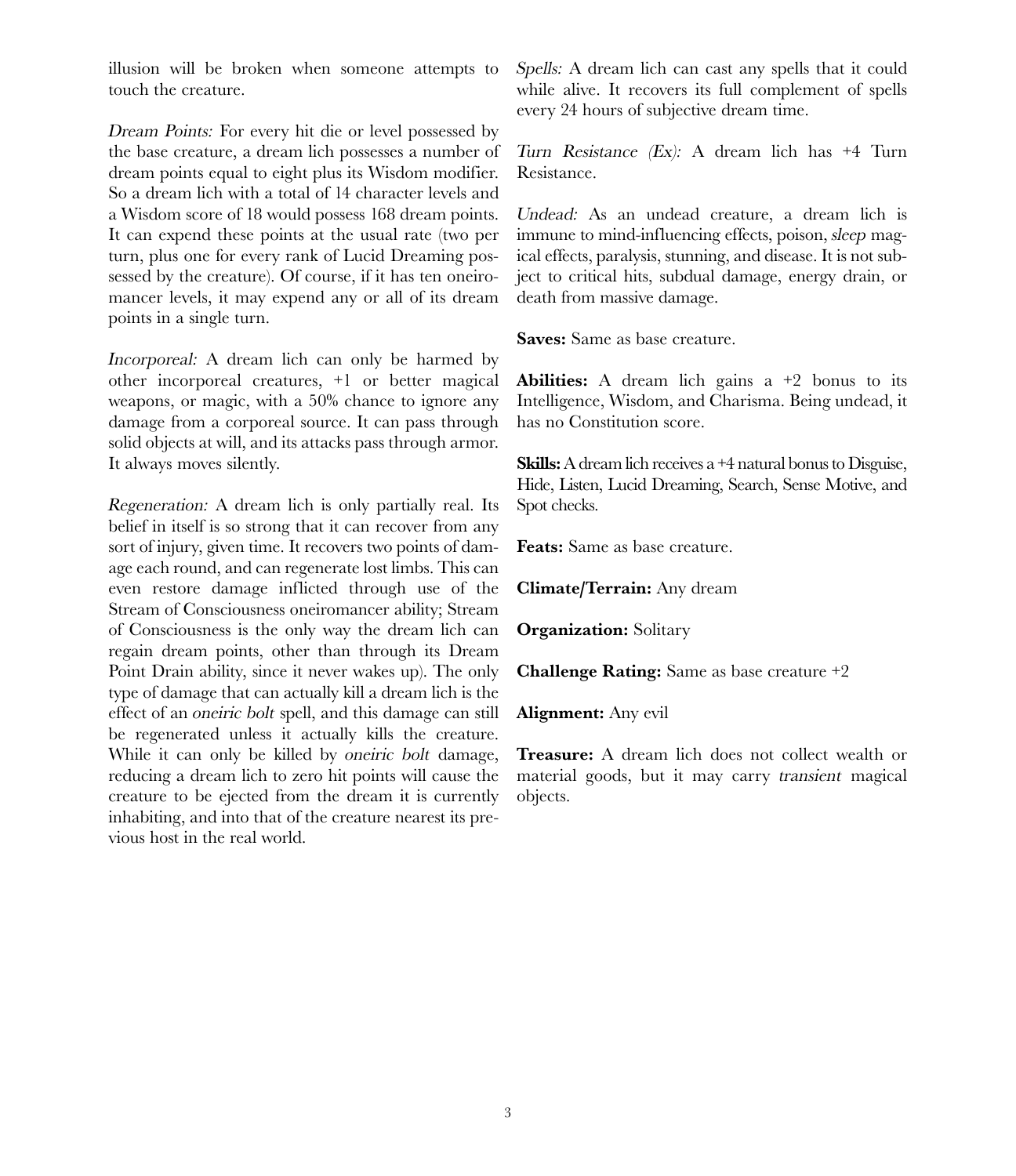illusion will be broken when someone attempts to touch the creature.

*Dream Points:* For every hit die or level possessed by the base creature, a dream lich possesses a number of dream points equal to eight plus its Wisdom modifier. So a dream lich with a total of 14 character levels and a Wisdom score of 18 would possess 168 dream points. It can expend these points at the usual rate (two per turn, plus one for every rank of Lucid Dreaming possessed by the creature). Of course, if it has ten oneiromancer levels, it may expend any or all of its dream points in a single turn.

*Incorporeal:* A dream lich can only be harmed by other incorporeal creatures, +1 or better magical weapons, or magic, with a 50% chance to ignore any damage from a corporeal source. It can pass through solid objects at will, and its attacks pass through armor. It always moves silently.

*Regeneration:* A dream lich is only partially real. Its belief in itself is so strong that it can recover from any sort of injury, given time. It recovers two points of damage each round, and can regenerate lost limbs. This can even restore damage inflicted through use of the Stream of Consciousness oneiromancer ability; Stream of Consciousness is the only way the dream lich can regain dream points, other than through its Dream Point Drain ability, since it never wakes up). The only type of damage that can actually kill a dream lich is the effect of an *oneiric bolt* spell, and this damage can still be regenerated unless it actually kills the creature. While it can only be killed by *oneiric bolt* damage, reducing a dream lich to zero hit points will cause the creature to be ejected from the dream it is currently inhabiting, and into that of the creature nearest its previous host in the real world.

*Spells:* A dream lich can cast any spells that it could while alive. It recovers its full complement of spells every 24 hours of subjective dream time.

*Turn Resistance (Ex):* A dream lich has +4 Turn Resistance.

*Undead:* As an undead creature, a dream lich is immune to mind-influencing effects, poison, *sleep* magical effects, paralysis, stunning, and disease. It is not subject to critical hits, subdual damage, energy drain, or death from massive damage.

**Saves:** Same as base creature.

**Abilities:** A dream lich gains a +2 bonus to its Intelligence, Wisdom, and Charisma. Being undead, it has no Constitution score.

**Skills:** A dream lich receives a +4 natural bonus to Disguise, Hide, Listen, Lucid Dreaming, Search, Sense Motive, and Spot checks.

**Feats:** Same as base creature.

**Climate/Terrain:** Any dream

**Organization:** Solitary

**Challenge Rating:** Same as base creature +2

**Alignment:** Any evil

**Treasure:** A dream lich does not collect wealth or material goods, but it may carry *transient* magical objects.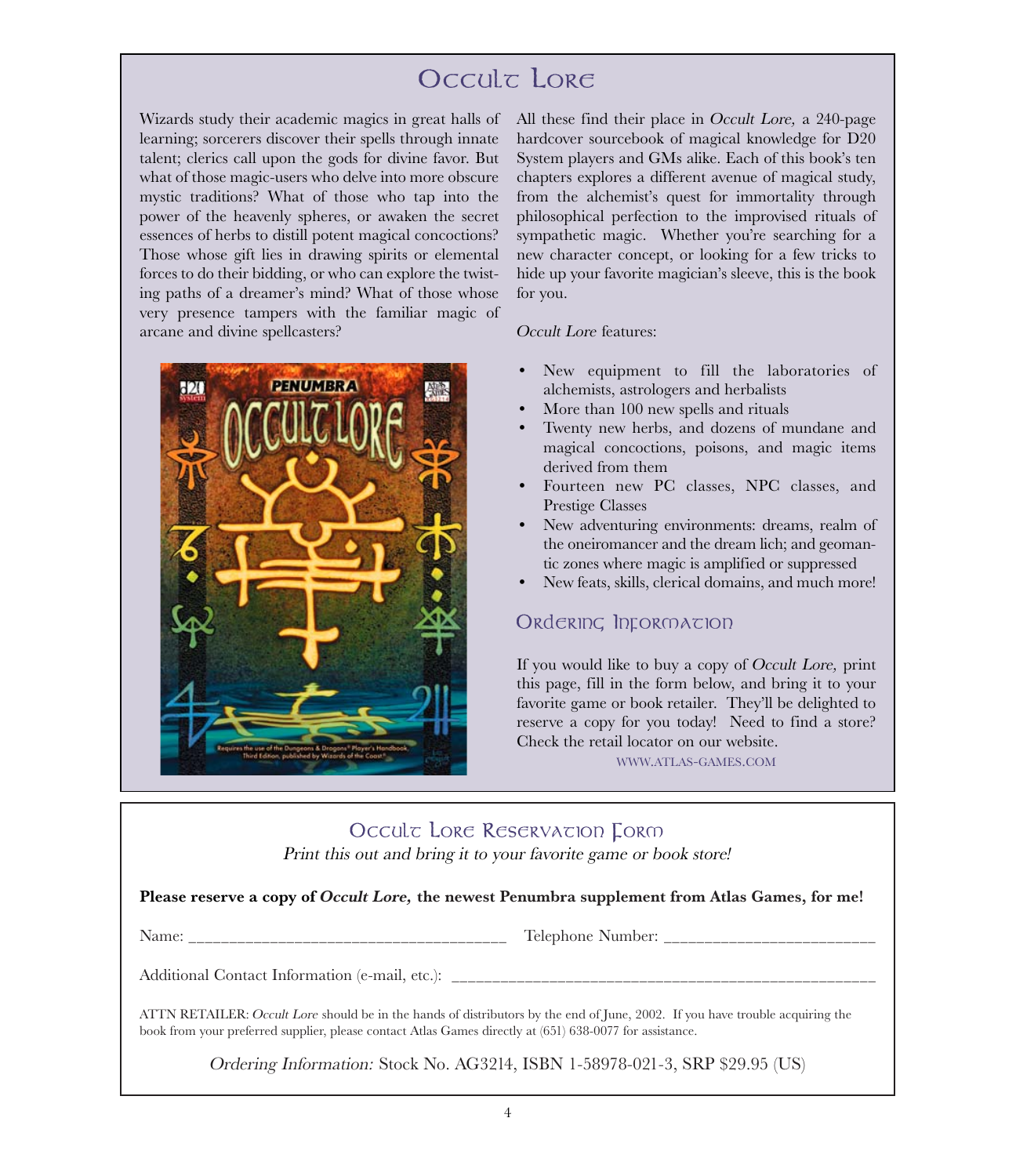# Occult Lore

Wizards study their academic magics in great halls of learning; sorcerers discover their spells through innate talent; clerics call upon the gods for divine favor. But what of those magic-users who delve into more obscure mystic traditions? What of those who tap into the power of the heavenly spheres, or awaken the secret essences of herbs to distill potent magical concoctions? Those whose gift lies in drawing spirits or elemental forces to do their bidding, or who can explore the twisting paths of a dreamer's mind? What of those whose very presence tampers with the familiar magic of arcane and divine spellcasters?

All these find their place in *Occult Lore,* a 240-page hardcover sourcebook of magical knowledge for D20 System players and GMs alike. Each of this book's ten chapters explores a different avenue of magical study, from the alchemist's quest for immortality through philosophical perfection to the improvised rituals of sympathetic magic. Whether you're searching for a new character concept, or looking for a few tricks to hide up your favorite magician's sleeve, this is the book for you.

*Occult Lore* features:

- New equipment to fill the laboratories of alchemists, astrologers and herbalists
- More than 100 new spells and rituals
- Twenty new herbs, and dozens of mundane and magical concoctions, poisons, and magic items derived from them
- Fourteen new PC classes, NPC classes, and Prestige Classes
- New adventuring environments: dreams, realm of the oneiromancer and the dream lich; and geomantic zones where magic is amplified or suppressed
- New feats, skills, clerical domains, and much more!

## Ordering Information

If you would like to buy a copy of *Occult Lore,* print this page, fill in the form below, and bring it to your favorite game or book retailer. They'll be delighted to reserve a copy for you today! Need to find a store? Check the retail locator on our website.

WWW.ATLAS-GAMES.COM

## Occult Lore Reservation Form

*Print this out and bring it to your favorite game or book store!*

**Please reserve a copy of *Occult Lore,* the newest Penumbra supplement from Atlas Games, for me!**

Name: ____________________________________ Telephone Number: ________________________

Additional Contact Information (e-mail, etc.): ________________________________________________

ATTN RETAILER: *Occult Lore* should be in the hands of distributors by the end of June, 2002. If you have trouble acquiring the book from your preferred supplier, please contact Atlas Games directly at (651) 638-0077 for assistance.

*Ordering Information:* Stock No. AG3214, ISBN 1-58978-021-3, SRP $29.95 (US)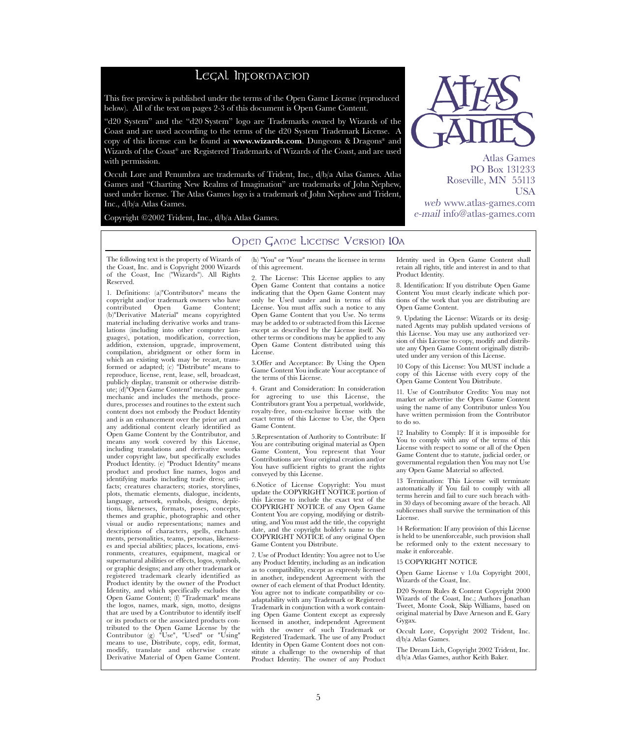## Legal Information

This free preview is published under the terms of the Open Game License (reproduced below). All of the text on pages 2-3 of this document is Open Game Content.

"d20 System" and the "d20 System" logo are Trademarks owned by Wizards of the Coast and are used according to the terms of the d20 System Trademark License. A copy of this license can be found at **www.wizards.com**. Dungeons & Dragons® and Wizards of the Coast® are Registered Trademarks of Wizards of the Coast, and are used with permission.

Occult Lore and Penumbra are trademarks of Trident, Inc., d/b/a Atlas Games. Atlas Games and "Charting New Realms of Imagination" are trademarks of John Nephew, used under license. The Atlas Games logo is a trademark of John Nephew and Trident, Inc., d/b/a Atlas Games.

Copyright ©2002 Trident, Inc., d/b/a Atlas Games.

ATLAS GAMES

Atlas Games
PO Box 131233
Roseville, MN 55113
USA
*web* www.atlas-games.com
*e-mail* info@atlas-games.com

## Open Game License Version 1.0a

The following text is the property of Wizards of the Coast, Inc. and is Copyright 2000 Wizards of the Coast, Inc ("Wizards"). All Rights Reserved.

1. Definitions: (a)"Contributors" means the copyright and/or trademark owners who have contributed Open Game Content; (b)"Derivative Material" means copyrighted material including derivative works and translations (including into other computer languages), potation, modification, correction, addition, extension, upgrade, improvement, compilation, abridgment or other form in which an existing work may be recast, transformed or adapted; (c) "Distribute" means to reproduce, license, rent, lease, sell, broadcast, publicly display, transmit or otherwise distribute; (d)"Open Game Content" means the game mechanic and includes the methods, procedures, processes and routines to the extent such content does not embody the Product Identity and is an enhancement over the prior art and any additional content clearly identified as Open Game Content by the Contributor, and means any work covered by this License, including translations and derivative works under copyright law, but specifically excludes Product Identity. (e) "Product Identity" means product and product line names, logos and identifying marks including trade dress; artifacts; creatures characters; stories, storylines, plots, thematic elements, dialogue, incidents, language, artwork, symbols, designs, depictions, likenesses, formats, poses, concepts, themes and graphic, photographic and other visual or audio representations; names and descriptions of characters, spells, enchantments, personalities, teams, personas, likenesses and special abilities; places, locations, environments, creatures, equipment, magical or supernatural abilities or effects, logos, symbols, or graphic designs; and any other trademark or registered trademark clearly identified as Product identity by the owner of the Product Identity, and which specifically excludes the Open Game Content; (f) "Trademark" means the logos, names, mark, sign, motto, designs that are used by a Contributor to identify itself or its products or the associated products contributed to the Open Game License by the Contributor (g) "Use", "Used" or "Using" means to use, Distribute, copy, edit, format, modify, translate and otherwise create Derivative Material of Open Game Content. (h) "You" or "Your" means the licensee in terms of this agreement.

2. The License: This License applies to any Open Game Content that contains a notice indicating that the Open Game Content may only be Used under and in terms of this License. You must affix such a notice to any Open Game Content that you Use. No terms may be added to or subtracted from this License except as described by the License itself. No other terms or conditions may be applied to any Open Game Content distributed using this License.

3.Offer and Acceptance: By Using the Open Game Content You indicate Your acceptance of the terms of this License.

4. Grant and Consideration: In consideration for agreeing to use this License, the Contributors grant You a perpetual, worldwide, royalty-free, non-exclusive license with the exact terms of this License to Use, the Open Game Content.

5.Representation of Authority to Contribute: If You are contributing original material as Open Game Content, You represent that Your Contributions are Your original creation and/or You have sufficient rights to grant the rights conveyed by this License.

6.Notice of License Copyright: You must update the COPYRIGHT NOTICE portion of this License to include the exact text of the COPYRIGHT NOTICE of any Open Game Content You are copying, modifying or distributing, and You must add the title, the copyright date, and the copyright holder's name to the COPYRIGHT NOTICE of any original Open Game Content you Distribute.

7. Use of Product Identity: You agree not to Use any Product Identity, including as an indication as to compatibility, except as expressly licensed in another, independent Agreement with the owner of each element of that Product Identity. You agree not to indicate compatibility or co-adaptability with any Trademark or Registered Trademark in conjunction with a work containing Open Game Content except as expressly licensed in another, independent Agreement with the owner of such Trademark or Registered Trademark. The use of any Product Identity in Open Game Content does not constitute a challenge to the ownership of that Product Identity. The owner of any Product Identity used in Open Game Content shall retain all rights, title and interest in and to that Product Identity.

8. Identification: If you distribute Open Game Content You must clearly indicate which portions of the work that you are distributing are Open Game Content.

9. Updating the License: Wizards or its designated Agents may publish updated versions of this License. You may use any authorized version of this License to copy, modify and distribute any Open Game Content originally distributed under any version of this License.

10 Copy of this License: You MUST include a copy of this License with every copy of the Open Game Content You Distribute.

11. Use of Contributor Credits: You may not market or advertise the Open Game Content using the name of any Contributor unless You have written permission from the Contributor to do so.

12 Inability to Comply: If it is impossible for You to comply with any of the terms of this License with respect to some or all of the Open Game Content due to statute, judicial order, or governmental regulation then You may not Use any Open Game Material so affected.

13 Termination: This License will terminate automatically if You fail to comply with all terms herein and fail to cure such breach within 30 days of becoming aware of the breach. All sublicenses shall survive the termination of this License.

14 Reformation: If any provision of this License is held to be unenforceable, such provision shall be reformed only to the extent necessary to make it enforceable.

15 COPYRIGHT NOTICE

Open Game License v 1.0a Copyright 2001, Wizards of the Coast, Inc.

D20 System Rules & Content Copyright 2000 Wizards of the Coast, Inc.; Authors Jonathan Tweet, Monte Cook, Skip Williams, based on original material by Dave Arneson and E. Gary Gygax.

Occult Lore, Copyright 2002 Trident, Inc. d/b/a Atlas Games.

The Dream Lich, Copyright 2002 Trident, Inc. d/b/a Atlas Games, author Keith Baker.